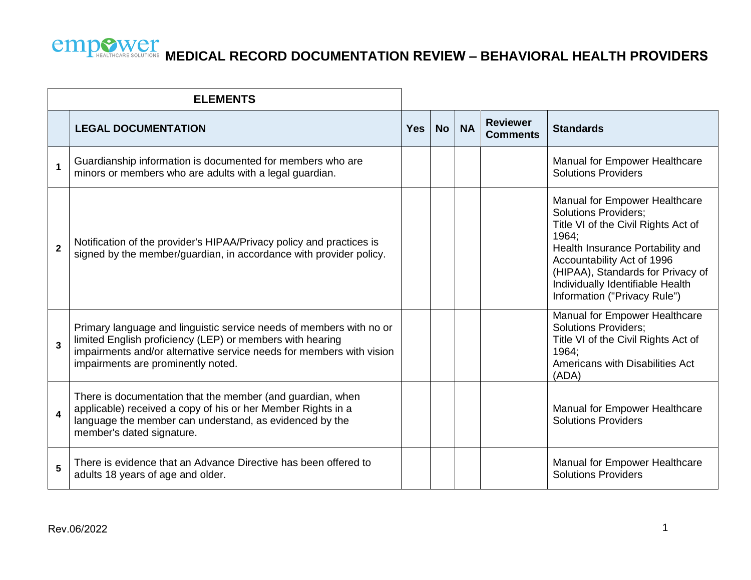# MEDICAL RECORD DOCUMENTATION REVIEW – BEHAVIORAL HEALTH PROVIDERS

| | ELEMENTS | | | | | |
|---|---|---|---|---|---|---|
| | **LEGAL DOCUMENTATION** | **Yes** | **No** | **NA** | **Reviewer Comments** | **Standards** |
| **1** | Guardianship information is documented for members who are minors or members who are adults with a legal guardian. | | | | | Manual for Empower Healthcare Solutions Providers |
| **2** | Notification of the provider's HIPAA/Privacy policy and practices is signed by the member/guardian, in accordance with provider policy. | | | | | Manual for Empower Healthcare Solutions Providers; Title VI of the Civil Rights Act of 1964; Health Insurance Portability and Accountability Act of 1996 (HIPAA), Standards for Privacy of Individually Identifiable Health Information ("Privacy Rule") |
| **3** | Primary language and linguistic service needs of members with no or limited English proficiency (LEP) or members with hearing impairments and/or alternative service needs for members with vision impairments are prominently noted. | | | | | Manual for Empower Healthcare Solutions Providers; Title VI of the Civil Rights Act of 1964; Americans with Disabilities Act (ADA) |
| **4** | There is documentation that the member (and guardian, when applicable) received a copy of his or her Member Rights in a language the member can understand, as evidenced by the member's dated signature. | | | | | Manual for Empower Healthcare Solutions Providers |
| **5** | There is evidence that an Advance Directive has been offered to adults 18 years of age and older. | | | | | Manual for Empower Healthcare Solutions Providers |

Rev.06/2022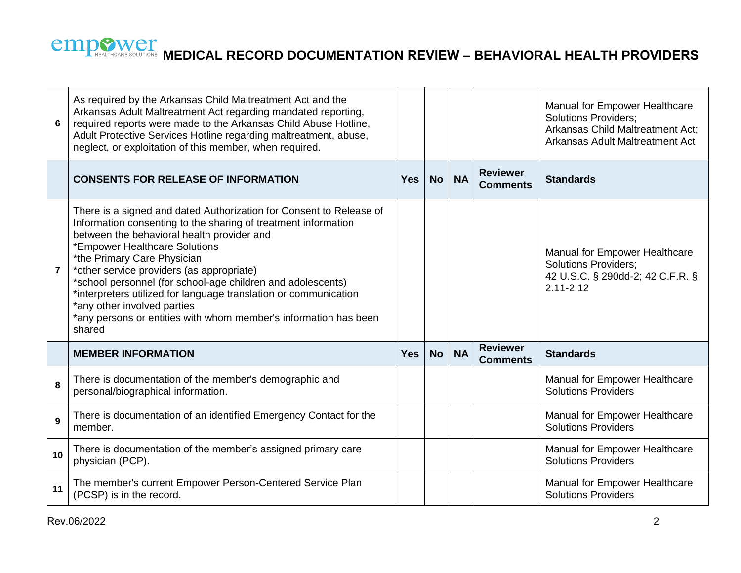# MEDICAL RECORD DOCUMENTATION REVIEW – BEHAVIORAL HEALTH PROVIDERS

| | | | | | | |
|---|---|---|---|---|---|---|
| 6 | As required by the Arkansas Child Maltreatment Act and the Arkansas Adult Maltreatment Act regarding mandated reporting, required reports were made to the Arkansas Child Abuse Hotline, Adult Protective Services Hotline regarding maltreatment, abuse, neglect, or exploitation of this member, when required. | | | | | Manual for Empower Healthcare Solutions Providers; Arkansas Child Maltreatment Act; Arkansas Adult Maltreatment Act |
| | **CONSENTS FOR RELEASE OF INFORMATION** | **Yes** | **No** | **NA** | **Reviewer Comments** | **Standards** |
| 7 | There is a signed and dated Authorization for Consent to Release of Information consenting to the sharing of treatment information between the behavioral health provider and<br>*Empower Healthcare Solutions<br>*the Primary Care Physician<br>*other service providers (as appropriate)<br>*school personnel (for school-age children and adolescents)<br>*interpreters utilized for language translation or communication<br>*any other involved parties<br>*any persons or entities with whom member's information has been shared | | | | | Manual for Empower Healthcare Solutions Providers; 42 U.S.C. § 290dd-2; 42 C.F.R. § 2.11-2.12 |
| | **MEMBER INFORMATION** | **Yes** | **No** | **NA** | **Reviewer Comments** | **Standards** |
| 8 | There is documentation of the member's demographic and personal/biographical information. | | | | | Manual for Empower Healthcare Solutions Providers |
| 9 | There is documentation of an identified Emergency Contact for the member. | | | | | Manual for Empower Healthcare Solutions Providers |
| 10 | There is documentation of the member's assigned primary care physician (PCP). | | | | | Manual for Empower Healthcare Solutions Providers |
| 11 | The member's current Empower Person-Centered Service Plan (PCSP) is in the record. | | | | | Manual for Empower Healthcare Solutions Providers |

Rev.06/2022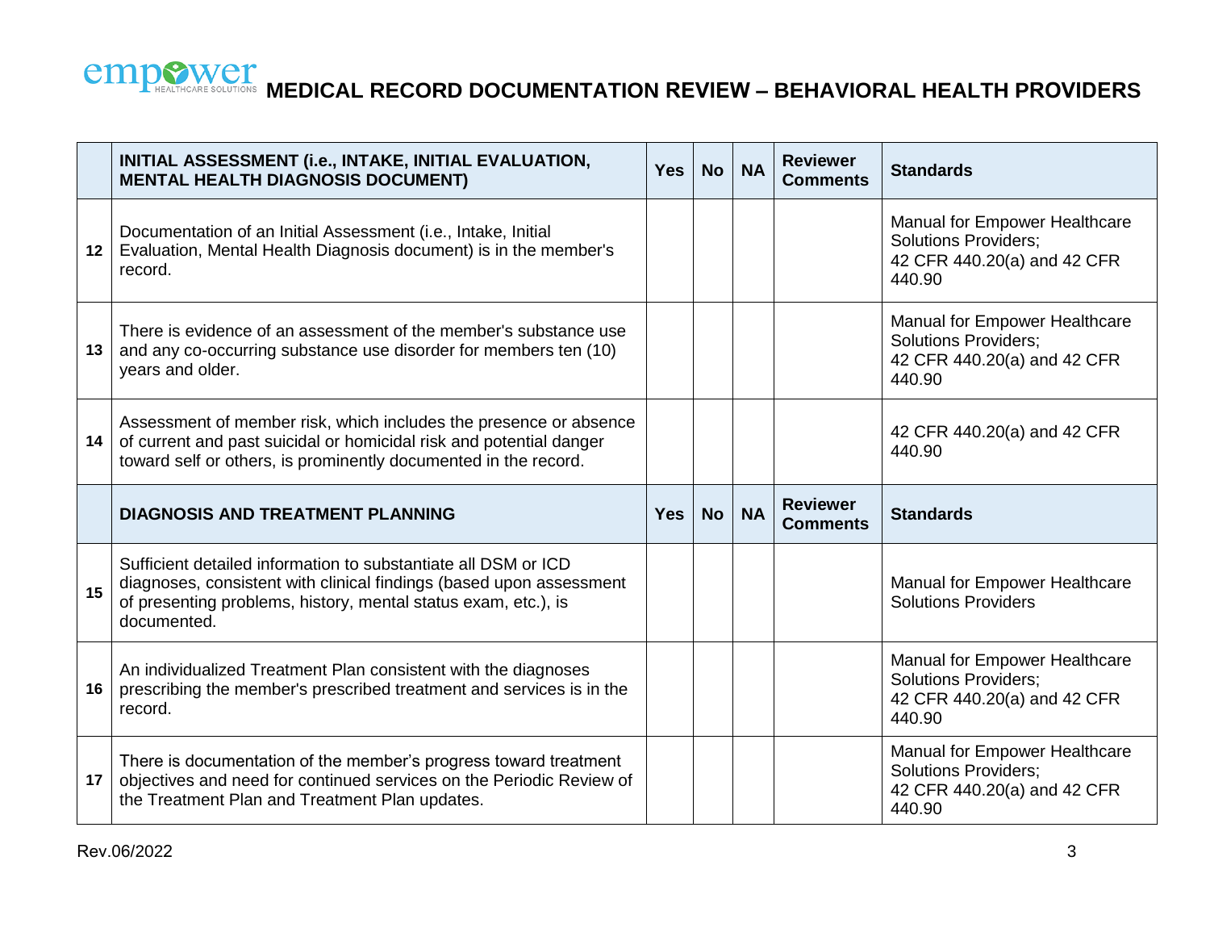# MEDICAL RECORD DOCUMENTATION REVIEW – BEHAVIORAL HEALTH PROVIDERS

| | **INITIAL ASSESSMENT (i.e., INTAKE, INITIAL EVALUATION, MENTAL HEALTH DIAGNOSIS DOCUMENT)** | **Yes** | **No** | **NA** | **Reviewer Comments** | **Standards** |
|---|---|---|---|---|---|---|
| **12** | Documentation of an Initial Assessment (i.e., Intake, Initial Evaluation, Mental Health Diagnosis document) is in the member's record. | | | | | Manual for Empower Healthcare Solutions Providers; 42 CFR 440.20(a) and 42 CFR 440.90 |
| **13** | There is evidence of an assessment of the member's substance use and any co-occurring substance use disorder for members ten (10) years and older. | | | | | Manual for Empower Healthcare Solutions Providers; 42 CFR 440.20(a) and 42 CFR 440.90 |
| **14** | Assessment of member risk, which includes the presence or absence of current and past suicidal or homicidal risk and potential danger toward self or others, is prominently documented in the record. | | | | | 42 CFR 440.20(a) and 42 CFR 440.90 |
| | **DIAGNOSIS AND TREATMENT PLANNING** | **Yes** | **No** | **NA** | **Reviewer Comments** | **Standards** |
| **15** | Sufficient detailed information to substantiate all DSM or ICD diagnoses, consistent with clinical findings (based upon assessment of presenting problems, history, mental status exam, etc.), is documented. | | | | | Manual for Empower Healthcare Solutions Providers |
| **16** | An individualized Treatment Plan consistent with the diagnoses prescribing the member's prescribed treatment and services is in the record. | | | | | Manual for Empower Healthcare Solutions Providers; 42 CFR 440.20(a) and 42 CFR 440.90 |
| **17** | There is documentation of the member's progress toward treatment objectives and need for continued services on the Periodic Review of the Treatment Plan and Treatment Plan updates. | | | | | Manual for Empower Healthcare Solutions Providers; 42 CFR 440.20(a) and 42 CFR 440.90 |

Rev.06/2022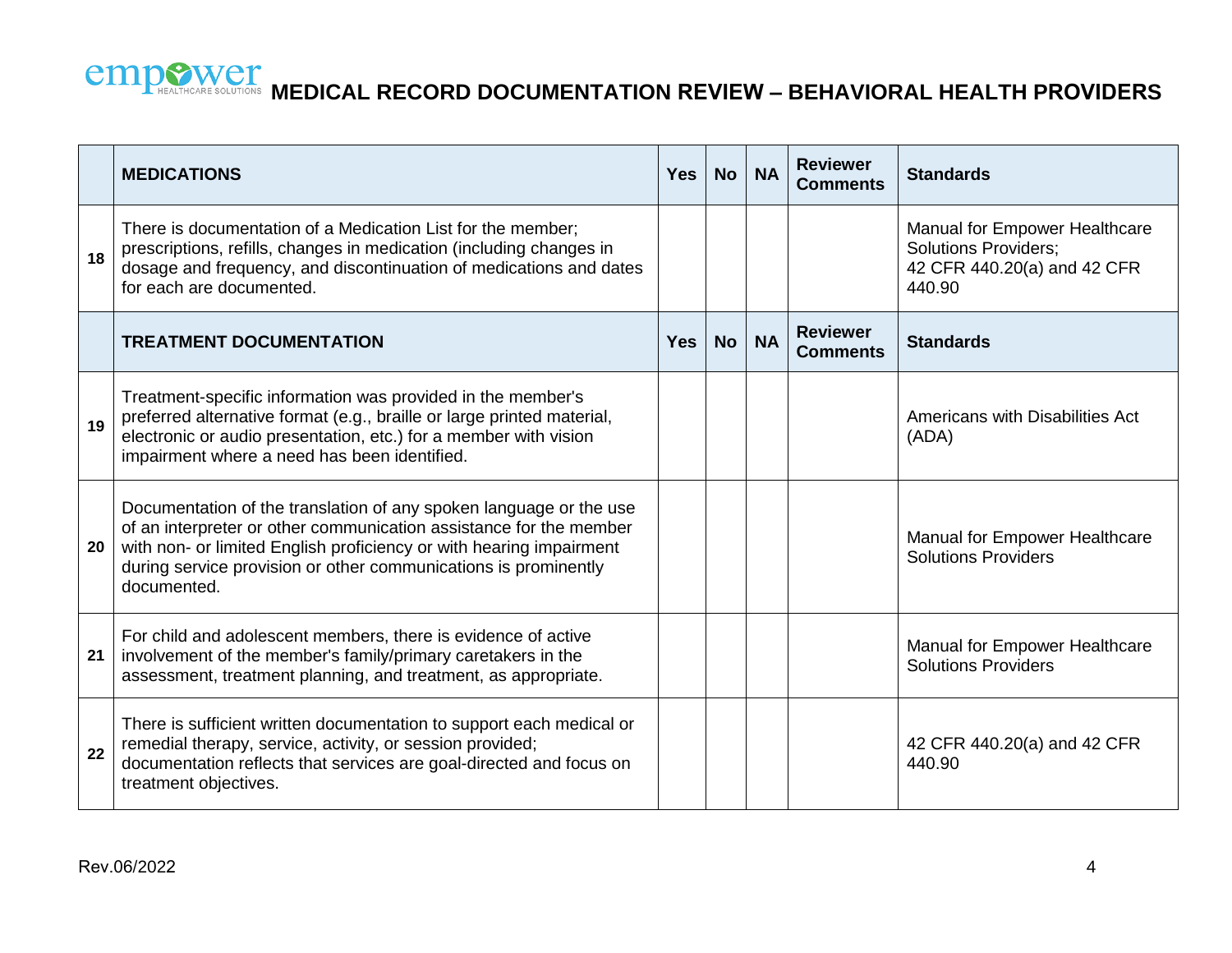# MEDICAL RECORD DOCUMENTATION REVIEW – BEHAVIORAL HEALTH PROVIDERS

| | **MEDICATIONS** | **Yes** | **No** | **NA** | **Reviewer Comments** | **Standards** |
|---|---|---|---|---|---|---|
| **18** | There is documentation of a Medication List for the member; prescriptions, refills, changes in medication (including changes in dosage and frequency, and discontinuation of medications and dates for each are documented. | | | | | Manual for Empower Healthcare Solutions Providers; 42 CFR 440.20(a) and 42 CFR 440.90 |
| | **TREATMENT DOCUMENTATION** | **Yes** | **No** | **NA** | **Reviewer Comments** | **Standards** |
| **19** | Treatment-specific information was provided in the member's preferred alternative format (e.g., braille or large printed material, electronic or audio presentation, etc.) for a member with vision impairment where a need has been identified. | | | | | Americans with Disabilities Act (ADA) |
| **20** | Documentation of the translation of any spoken language or the use of an interpreter or other communication assistance for the member with non- or limited English proficiency or with hearing impairment during service provision or other communications is prominently documented. | | | | | Manual for Empower Healthcare Solutions Providers |
| **21** | For child and adolescent members, there is evidence of active involvement of the member's family/primary caretakers in the assessment, treatment planning, and treatment, as appropriate. | | | | | Manual for Empower Healthcare Solutions Providers |
| **22** | There is sufficient written documentation to support each medical or remedial therapy, service, activity, or session provided; documentation reflects that services are goal-directed and focus on treatment objectives. | | | | | 42 CFR 440.20(a) and 42 CFR 440.90 |

Rev.06/2022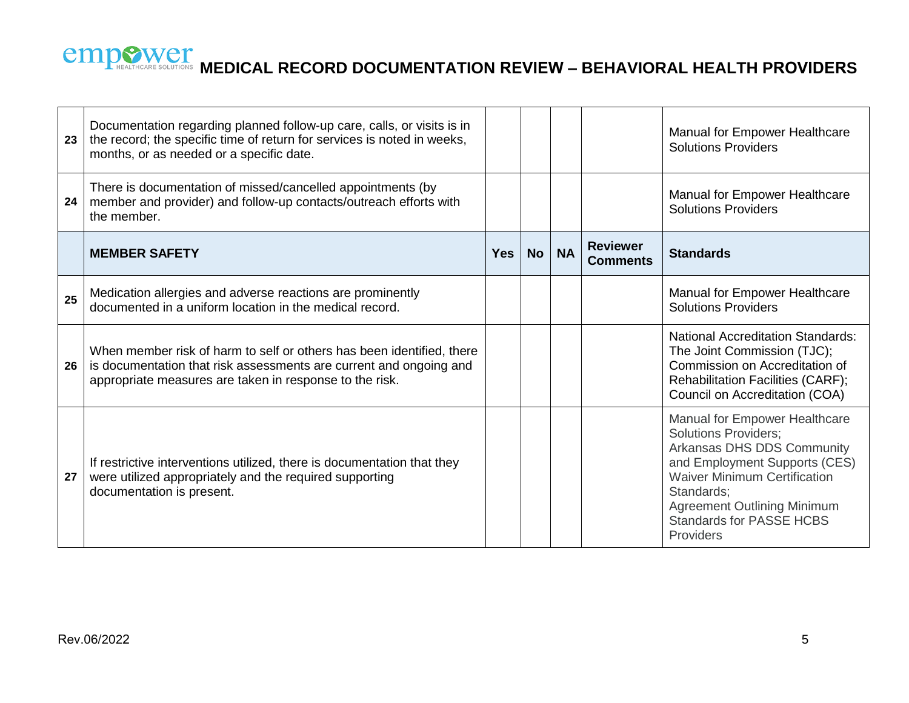# MEDICAL RECORD DOCUMENTATION REVIEW – BEHAVIORAL HEALTH PROVIDERS

| | | | | | | |
|---|---|---|---|---|---|---|
| 23 | Documentation regarding planned follow-up care, calls, or visits is in the record; the specific time of return for services is noted in weeks, months, or as needed or a specific date. | | | | | Manual for Empower Healthcare Solutions Providers |
| 24 | There is documentation of missed/cancelled appointments (by member and provider) and follow-up contacts/outreach efforts with the member. | | | | | Manual for Empower Healthcare Solutions Providers |
| | **MEMBER SAFETY** | **Yes** | **No** | **NA** | **Reviewer Comments** | **Standards** |
| 25 | Medication allergies and adverse reactions are prominently documented in a uniform location in the medical record. | | | | | Manual for Empower Healthcare Solutions Providers |
| 26 | When member risk of harm to self or others has been identified, there is documentation that risk assessments are current and ongoing and appropriate measures are taken in response to the risk. | | | | | National Accreditation Standards: The Joint Commission (TJC); Commission on Accreditation of Rehabilitation Facilities (CARF); Council on Accreditation (COA) |
| 27 | If restrictive interventions utilized, there is documentation that they were utilized appropriately and the required supporting documentation is present. | | | | | Manual for Empower Healthcare Solutions Providers; Arkansas DHS DDS Community and Employment Supports (CES) Waiver Minimum Certification Standards; Agreement Outlining Minimum Standards for PASSE HCBS Providers |

Rev.06/2022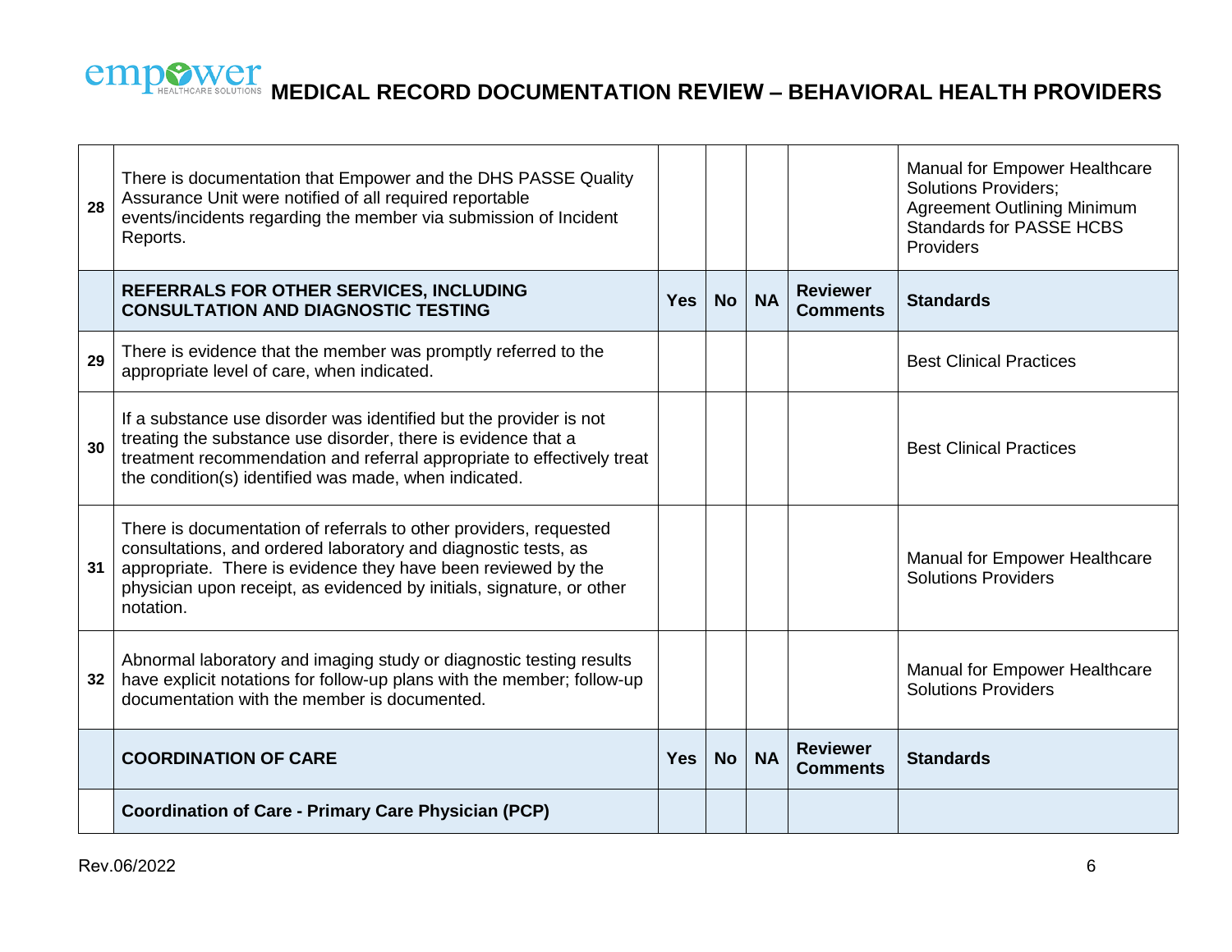| | | | | | | |
|---|---|---|---|---|---|---|
| 28 | There is documentation that Empower and the DHS PASSE Quality Assurance Unit were notified of all required reportable events/incidents regarding the member via submission of Incident Reports. | | | | | Manual for Empower Healthcare Solutions Providers; Agreement Outlining Minimum Standards for PASSE HCBS Providers |
| | **REFERRALS FOR OTHER SERVICES, INCLUDING CONSULTATION AND DIAGNOSTIC TESTING** | **Yes** | **No** | **NA** | **Reviewer Comments** | **Standards** |
| 29 | There is evidence that the member was promptly referred to the appropriate level of care, when indicated. | | | | | Best Clinical Practices |
| 30 | If a substance use disorder was identified but the provider is not treating the substance use disorder, there is evidence that a treatment recommendation and referral appropriate to effectively treat the condition(s) identified was made, when indicated. | | | | | Best Clinical Practices |
| 31 | There is documentation of referrals to other providers, requested consultations, and ordered laboratory and diagnostic tests, as appropriate. There is evidence they have been reviewed by the physician upon receipt, as evidenced by initials, signature, or other notation. | | | | | Manual for Empower Healthcare Solutions Providers |
| 32 | Abnormal laboratory and imaging study or diagnostic testing results have explicit notations for follow-up plans with the member; follow-up documentation with the member is documented. | | | | | Manual for Empower Healthcare Solutions Providers |
| | **COORDINATION OF CARE** | **Yes** | **No** | **NA** | **Reviewer Comments** | **Standards** |
| | **Coordination of Care - Primary Care Physician (PCP)** | | | | | |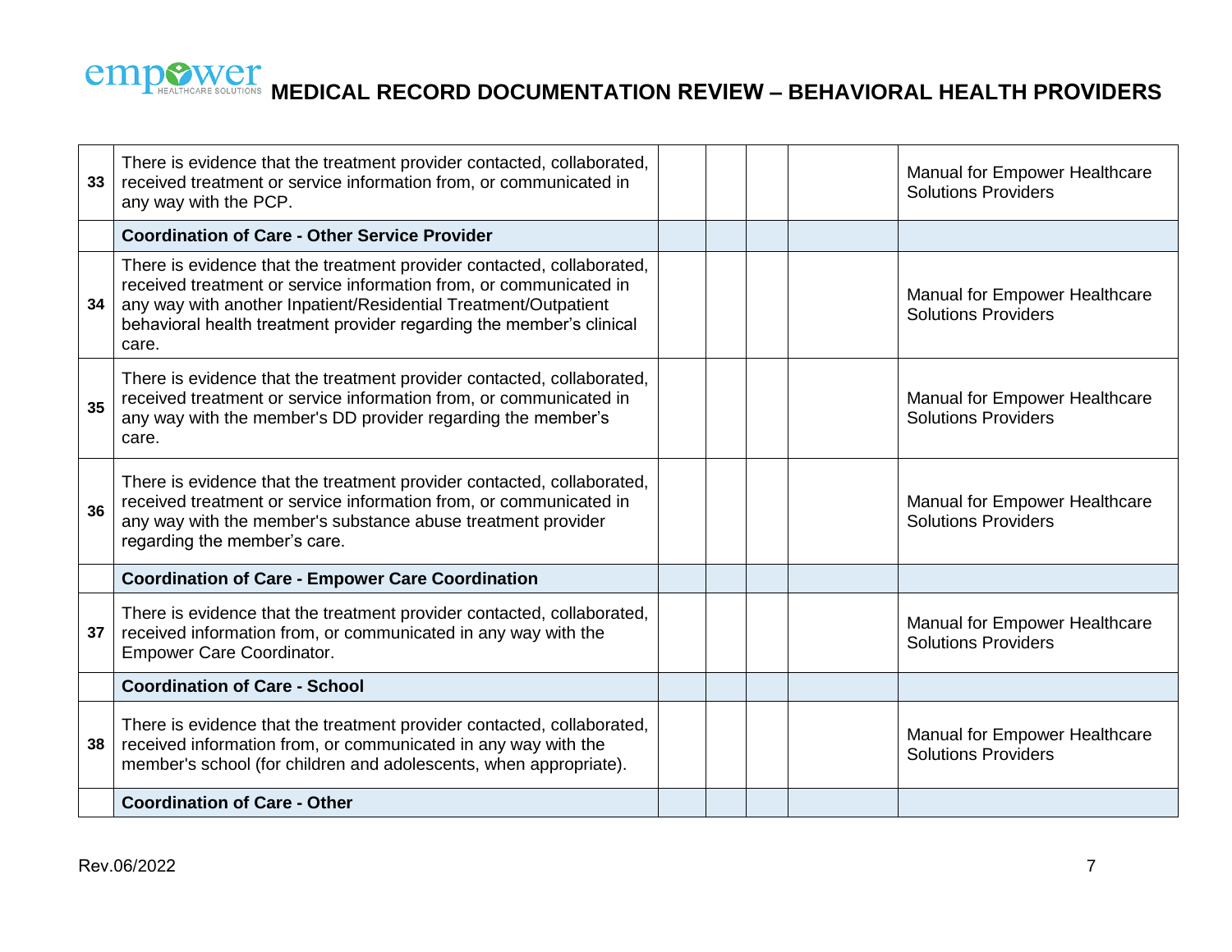| | | | | | | |
|---|---|---|---|---|---|---|
| 33 | There is evidence that the treatment provider contacted, collaborated, received treatment or service information from, or communicated in any way with the PCP. | | | | | Manual for Empower Healthcare Solutions Providers |
| | **Coordination of Care - Other Service Provider** | | | | | |
| 34 | There is evidence that the treatment provider contacted, collaborated, received treatment or service information from, or communicated in any way with another Inpatient/Residential Treatment/Outpatient behavioral health treatment provider regarding the member's clinical care. | | | | | Manual for Empower Healthcare Solutions Providers |
| 35 | There is evidence that the treatment provider contacted, collaborated, received treatment or service information from, or communicated in any way with the member's DD provider regarding the member's care. | | | | | Manual for Empower Healthcare Solutions Providers |
| 36 | There is evidence that the treatment provider contacted, collaborated, received treatment or service information from, or communicated in any way with the member's substance abuse treatment provider regarding the member's care. | | | | | Manual for Empower Healthcare Solutions Providers |
| | **Coordination of Care - Empower Care Coordination** | | | | | |
| 37 | There is evidence that the treatment provider contacted, collaborated, received information from, or communicated in any way with the Empower Care Coordinator. | | | | | Manual for Empower Healthcare Solutions Providers |
| | **Coordination of Care - School** | | | | | |
| 38 | There is evidence that the treatment provider contacted, collaborated, received information from, or communicated in any way with the member's school (for children and adolescents, when appropriate). | | | | | Manual for Empower Healthcare Solutions Providers |
| | **Coordination of Care - Other** | | | | | |

Rev.06/2022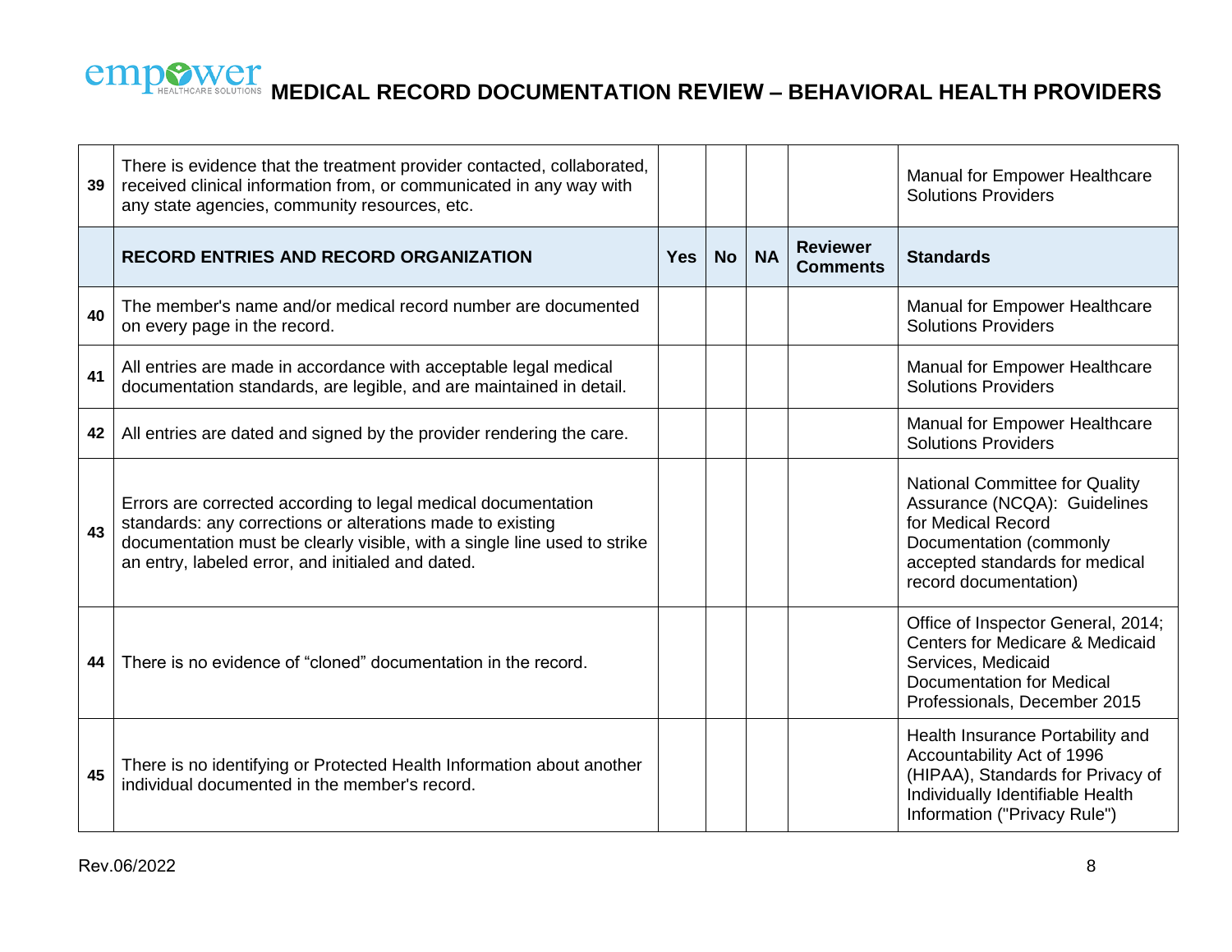| | | | | | | |
|---|---|---|---|---|---|---|
| 39 | There is evidence that the treatment provider contacted, collaborated, received clinical information from, or communicated in any way with any state agencies, community resources, etc. | | | | | Manual for Empower Healthcare Solutions Providers |
| | **RECORD ENTRIES AND RECORD ORGANIZATION** | **Yes** | **No** | **NA** | **Reviewer Comments** | **Standards** |
| 40 | The member's name and/or medical record number are documented on every page in the record. | | | | | Manual for Empower Healthcare Solutions Providers |
| 41 | All entries are made in accordance with acceptable legal medical documentation standards, are legible, and are maintained in detail. | | | | | Manual for Empower Healthcare Solutions Providers |
| 42 | All entries are dated and signed by the provider rendering the care. | | | | | Manual for Empower Healthcare Solutions Providers |
| 43 | Errors are corrected according to legal medical documentation standards: any corrections or alterations made to existing documentation must be clearly visible, with a single line used to strike an entry, labeled error, and initialed and dated. | | | | | National Committee for Quality Assurance (NCQA): Guidelines for Medical Record Documentation (commonly accepted standards for medical record documentation) |
| 44 | There is no evidence of "cloned" documentation in the record. | | | | | Office of Inspector General, 2014; Centers for Medicare & Medicaid Services, Medicaid Documentation for Medical Professionals, December 2015 |
| 45 | There is no identifying or Protected Health Information about another individual documented in the member's record. | | | | | Health Insurance Portability and Accountability Act of 1996 (HIPAA), Standards for Privacy of Individually Identifiable Health Information ("Privacy Rule") |

Rev.06/2022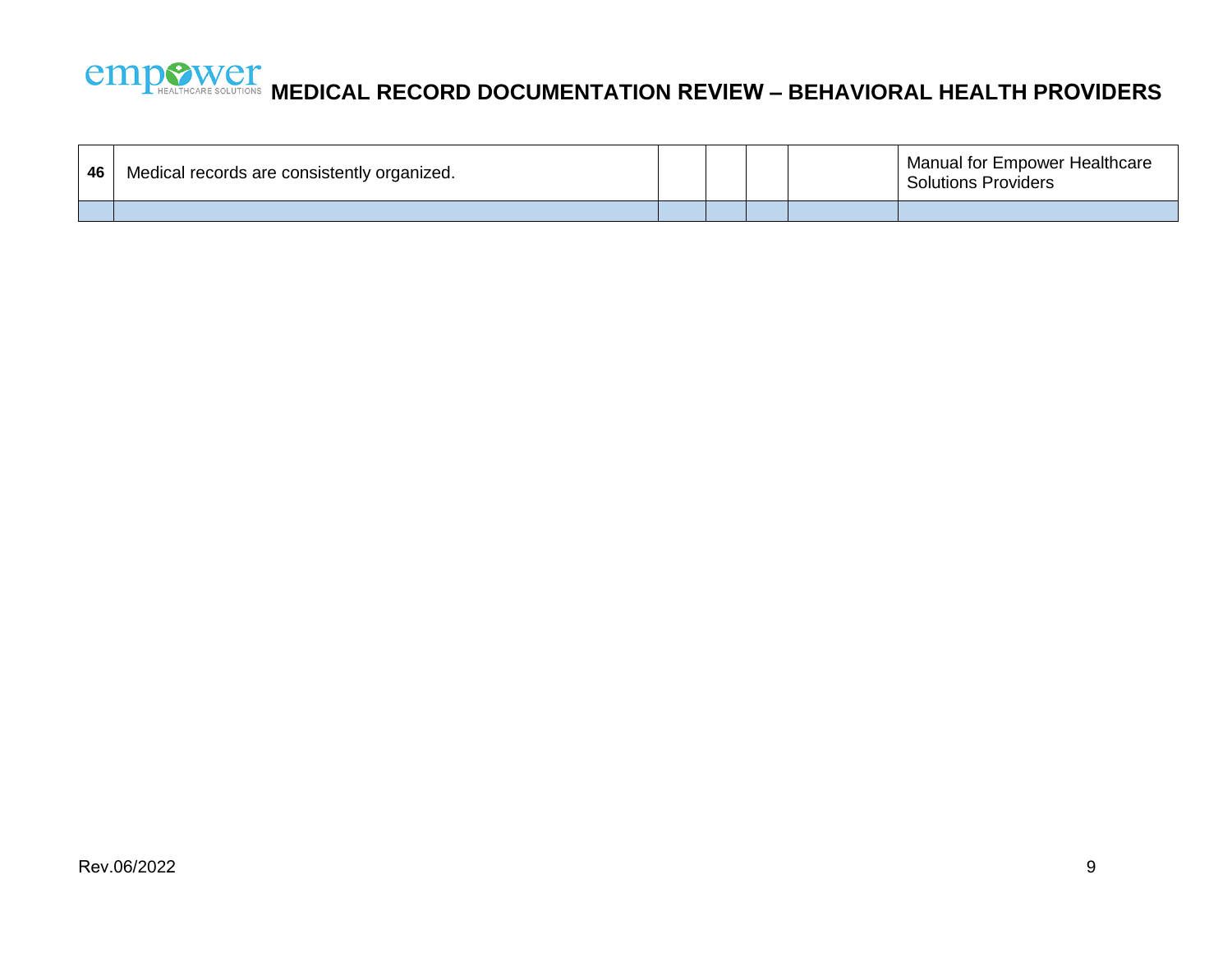| | | | | | | |
|---|---|---|---|---|---|---|
| **46** | Medical records are consistently organized. | | | | | Manual for Empower Healthcare Solutions Providers |
| | | | | | | |